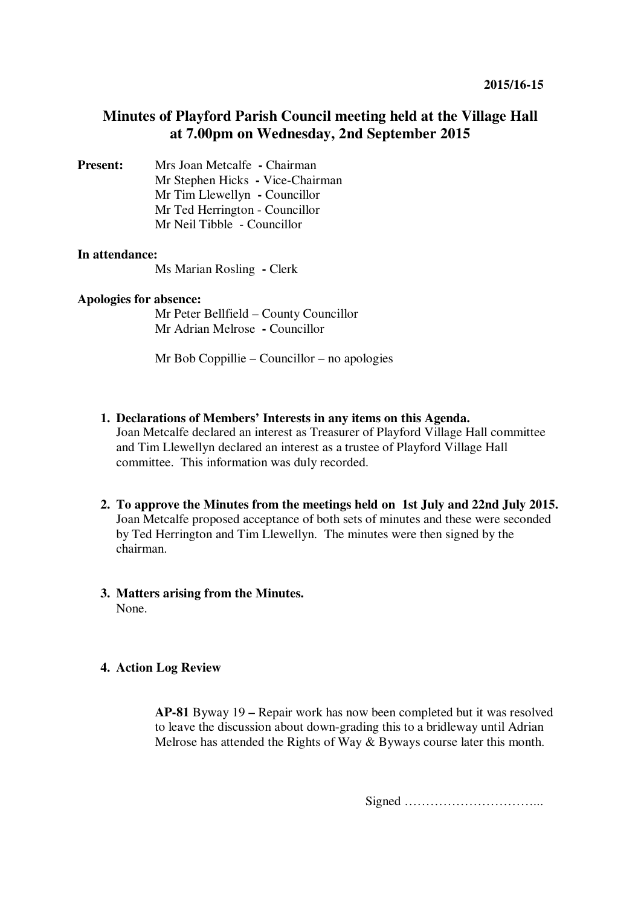**2015/16-15**

# Minutes of Playford Parish Council meeting held at the Village Hall at 7.00pm on Wednesday, 2nd September 2015

**Present:**

Mrs Joan Metcalfe - Chairman
Mr Stephen Hicks - Vice-Chairman
Mr Tim Llewellyn - Councillor
Mr Ted Herrington - Councillor
Mr Neil Tibble - Councillor

**In attendance:**

Ms Marian Rosling - Clerk

**Apologies for absence:**

Mr Peter Bellfield – County Councillor
Mr Adrian Melrose - Councillor

Mr Bob Coppillie – Councillor – no apologies

1. **Declarations of Members' Interests in any items on this Agenda.**
   Joan Metcalfe declared an interest as Treasurer of Playford Village Hall committee and Tim Llewellyn declared an interest as a trustee of Playford Village Hall committee. This information was duly recorded.

2. **To approve the Minutes from the meetings held on 1st July and 22nd July 2015.**
   Joan Metcalfe proposed acceptance of both sets of minutes and these were seconded by Ted Herrington and Tim Llewellyn. The minutes were then signed by the chairman.

3. **Matters arising from the Minutes.**
   None.

4. **Action Log Review**

   **AP-81** Byway 19 **–** Repair work has now been completed but it was resolved to leave the discussion about down-grading this to a bridleway until Adrian Melrose has attended the Rights of Way & Byways course later this month.

Signed …………………………...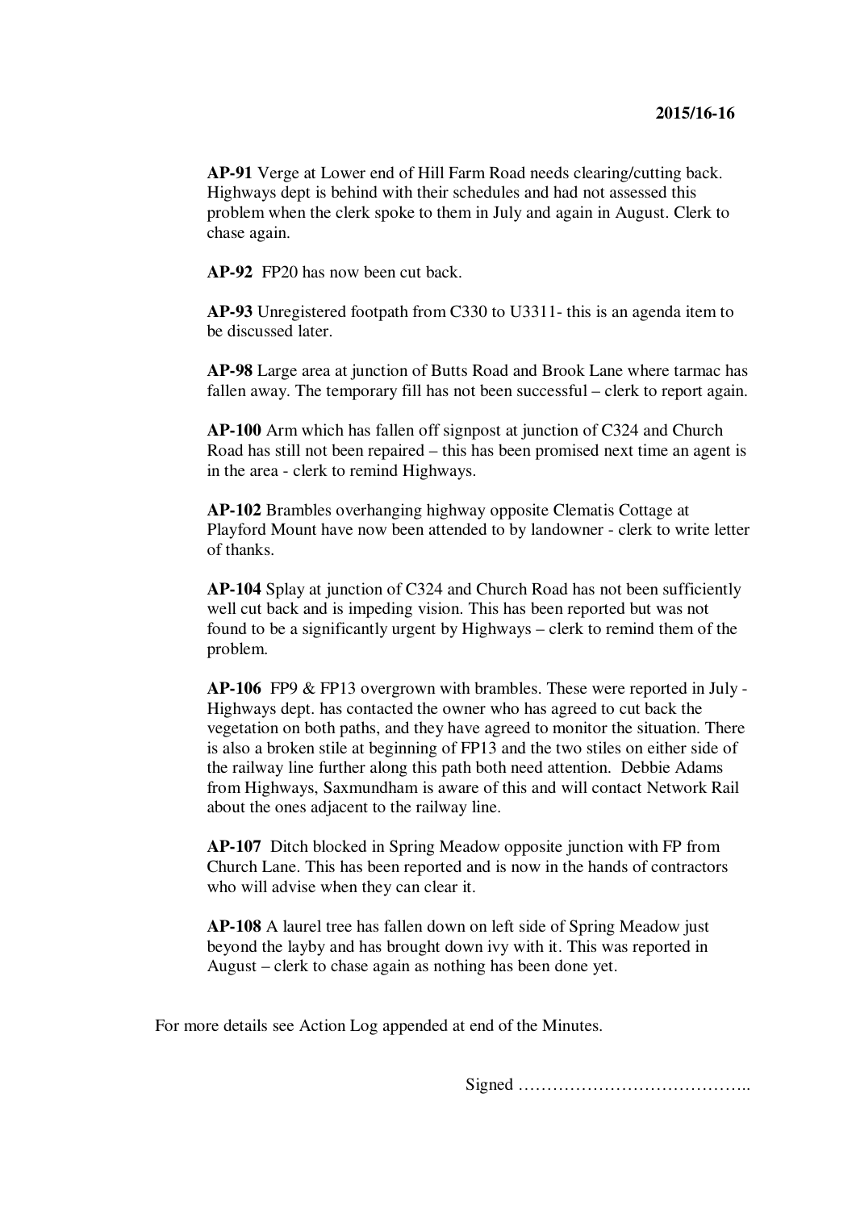**AP-91** Verge at Lower end of Hill Farm Road needs clearing/cutting back. Highways dept is behind with their schedules and had not assessed this problem when the clerk spoke to them in July and again in August. Clerk to chase again.

**AP-92** FP20 has now been cut back.

**AP-93** Unregistered footpath from C330 to U3311- this is an agenda item to be discussed later.

**AP-98** Large area at junction of Butts Road and Brook Lane where tarmac has fallen away. The temporary fill has not been successful – clerk to report again.

**AP-100** Arm which has fallen off signpost at junction of C324 and Church Road has still not been repaired – this has been promised next time an agent is in the area - clerk to remind Highways.

**AP-102** Brambles overhanging highway opposite Clematis Cottage at Playford Mount have now been attended to by landowner - clerk to write letter of thanks.

**AP-104** Splay at junction of C324 and Church Road has not been sufficiently well cut back and is impeding vision. This has been reported but was not found to be a significantly urgent by Highways – clerk to remind them of the problem.

**AP-106** FP9 & FP13 overgrown with brambles. These were reported in July - Highways dept. has contacted the owner who has agreed to cut back the vegetation on both paths, and they have agreed to monitor the situation. There is also a broken stile at beginning of FP13 and the two stiles on either side of the railway line further along this path both need attention. Debbie Adams from Highways, Saxmundham is aware of this and will contact Network Rail about the ones adjacent to the railway line.

**AP-107** Ditch blocked in Spring Meadow opposite junction with FP from Church Lane. This has been reported and is now in the hands of contractors who will advise when they can clear it.

**AP-108** A laurel tree has fallen down on left side of Spring Meadow just beyond the layby and has brought down ivy with it. This was reported in August – clerk to chase again as nothing has been done yet.

For more details see Action Log appended at end of the Minutes.

Signed …………………………………..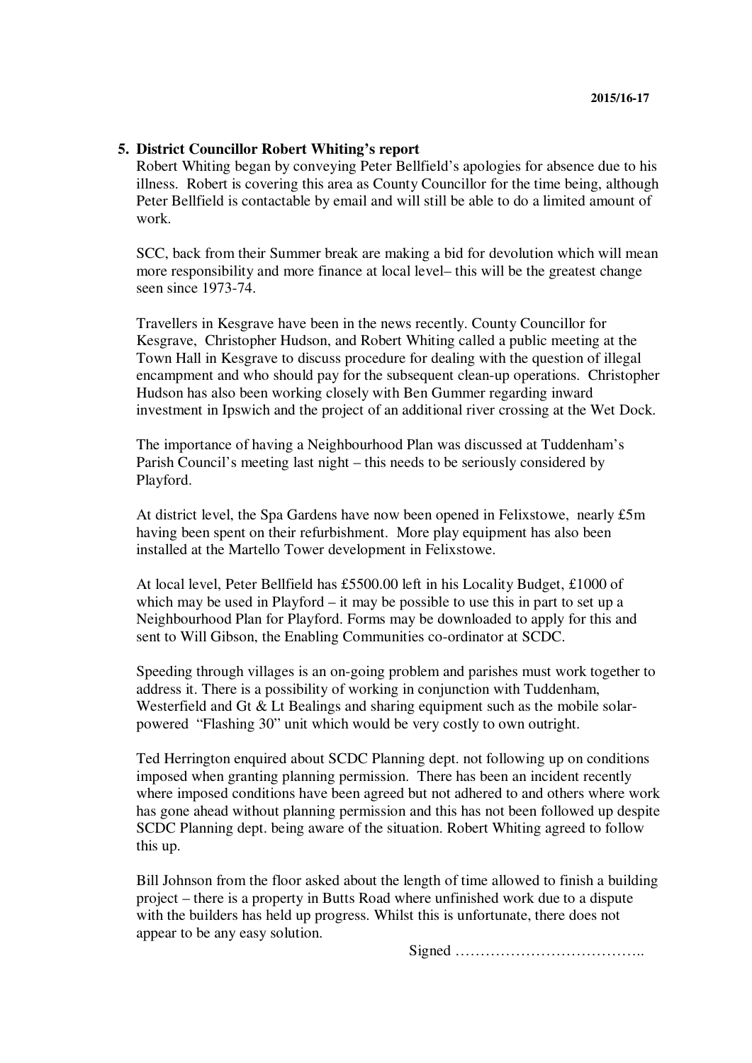## 5. District Councillor Robert Whiting's report

Robert Whiting began by conveying Peter Bellfield's apologies for absence due to his illness. Robert is covering this area as County Councillor for the time being, although Peter Bellfield is contactable by email and will still be able to do a limited amount of work.

SCC, back from their Summer break are making a bid for devolution which will mean more responsibility and more finance at local level– this will be the greatest change seen since 1973-74.

Travellers in Kesgrave have been in the news recently. County Councillor for Kesgrave, Christopher Hudson, and Robert Whiting called a public meeting at the Town Hall in Kesgrave to discuss procedure for dealing with the question of illegal encampment and who should pay for the subsequent clean-up operations. Christopher Hudson has also been working closely with Ben Gummer regarding inward investment in Ipswich and the project of an additional river crossing at the Wet Dock.

The importance of having a Neighbourhood Plan was discussed at Tuddenham's Parish Council's meeting last night – this needs to be seriously considered by Playford.

At district level, the Spa Gardens have now been opened in Felixstowe, nearly £5m having been spent on their refurbishment. More play equipment has also been installed at the Martello Tower development in Felixstowe.

At local level, Peter Bellfield has £5500.00 left in his Locality Budget, £1000 of which may be used in Playford – it may be possible to use this in part to set up a Neighbourhood Plan for Playford. Forms may be downloaded to apply for this and sent to Will Gibson, the Enabling Communities co-ordinator at SCDC.

Speeding through villages is an on-going problem and parishes must work together to address it. There is a possibility of working in conjunction with Tuddenham, Westerfield and Gt & Lt Bealings and sharing equipment such as the mobile solar-powered "Flashing 30" unit which would be very costly to own outright.

Ted Herrington enquired about SCDC Planning dept. not following up on conditions imposed when granting planning permission. There has been an incident recently where imposed conditions have been agreed but not adhered to and others where work has gone ahead without planning permission and this has not been followed up despite SCDC Planning dept. being aware of the situation. Robert Whiting agreed to follow this up.

Bill Johnson from the floor asked about the length of time allowed to finish a building project – there is a property in Butts Road where unfinished work due to a dispute with the builders has held up progress. Whilst this is unfortunate, there does not appear to be any easy solution.

Signed ………………………………..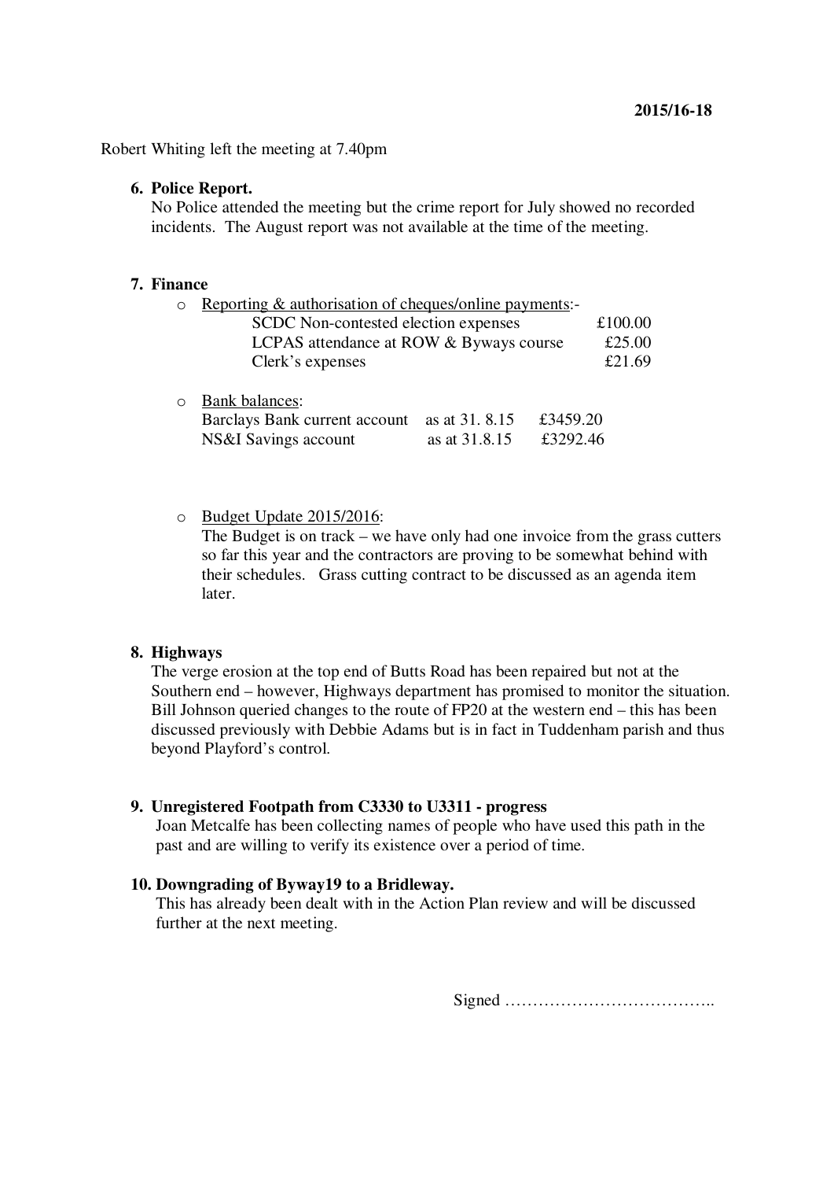2015/16-18

Robert Whiting left the meeting at 7.40pm

**6. Police Report.**

No Police attended the meeting but the crime report for July showed no recorded incidents. The August report was not available at the time of the meeting.

**7. Finance**

- Reporting & authorisation of cheques/online payments:-

| | |
|---|---|
| SCDC Non-contested election expenses | £100.00 |
| LCPAS attendance at ROW & Byways course | £25.00 |
| Clerk's expenses | £21.69 |

- Bank balances:

| | | |
|---|---|---|
| Barclays Bank current account | as at 31. 8.15 | £3459.20 |
| NS&I Savings account | as at 31.8.15 | £3292.46 |

- Budget Update 2015/2016:
  The Budget is on track – we have only had one invoice from the grass cutters so far this year and the contractors are proving to be somewhat behind with their schedules. Grass cutting contract to be discussed as an agenda item later.

**8. Highways**

The verge erosion at the top end of Butts Road has been repaired but not at the Southern end – however, Highways department has promised to monitor the situation. Bill Johnson queried changes to the route of FP20 at the western end – this has been discussed previously with Debbie Adams but is in fact in Tuddenham parish and thus beyond Playford's control.

**9. Unregistered Footpath from C3330 to U3311 - progress**

Joan Metcalfe has been collecting names of people who have used this path in the past and are willing to verify its existence over a period of time.

**10. Downgrading of Byway19 to a Bridleway.**

This has already been dealt with in the Action Plan review and will be discussed further at the next meeting.

Signed ………………………………..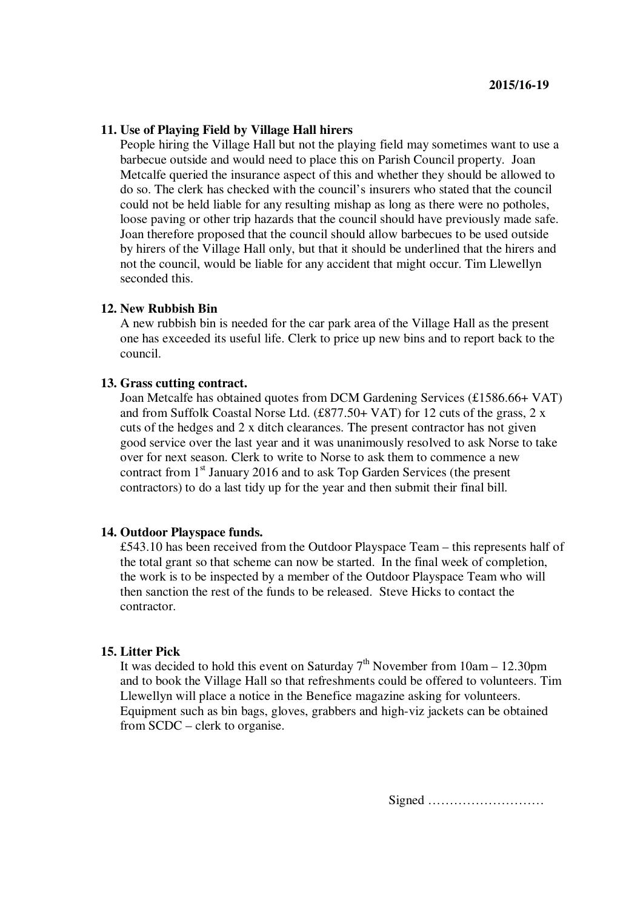**2015/16-19**

### 11. Use of Playing Field by Village Hall hirers

People hiring the Village Hall but not the playing field may sometimes want to use a barbecue outside and would need to place this on Parish Council property. Joan Metcalfe queried the insurance aspect of this and whether they should be allowed to do so. The clerk has checked with the council's insurers who stated that the council could not be held liable for any resulting mishap as long as there were no potholes, loose paving or other trip hazards that the council should have previously made safe. Joan therefore proposed that the council should allow barbecues to be used outside by hirers of the Village Hall only, but that it should be underlined that the hirers and not the council, would be liable for any accident that might occur. Tim Llewellyn seconded this.

### 12. New Rubbish Bin

A new rubbish bin is needed for the car park area of the Village Hall as the present one has exceeded its useful life. Clerk to price up new bins and to report back to the council.

### 13. Grass cutting contract.

Joan Metcalfe has obtained quotes from DCM Gardening Services (£1586.66+ VAT) and from Suffolk Coastal Norse Ltd. (£877.50+ VAT) for 12 cuts of the grass, 2 x cuts of the hedges and 2 x ditch clearances. The present contractor has not given good service over the last year and it was unanimously resolved to ask Norse to take over for next season. Clerk to write to Norse to ask them to commence a new contract from 1st January 2016 and to ask Top Garden Services (the present contractors) to do a last tidy up for the year and then submit their final bill.

### 14. Outdoor Playspace funds.

£543.10 has been received from the Outdoor Playspace Team – this represents half of the total grant so that scheme can now be started. In the final week of completion, the work is to be inspected by a member of the Outdoor Playspace Team who will then sanction the rest of the funds to be released. Steve Hicks to contact the contractor.

### 15. Litter Pick

It was decided to hold this event on Saturday 7th November from 10am – 12.30pm and to book the Village Hall so that refreshments could be offered to volunteers. Tim Llewellyn will place a notice in the Benefice magazine asking for volunteers. Equipment such as bin bags, gloves, grabbers and high-viz jackets can be obtained from SCDC – clerk to organise.

Signed ………………………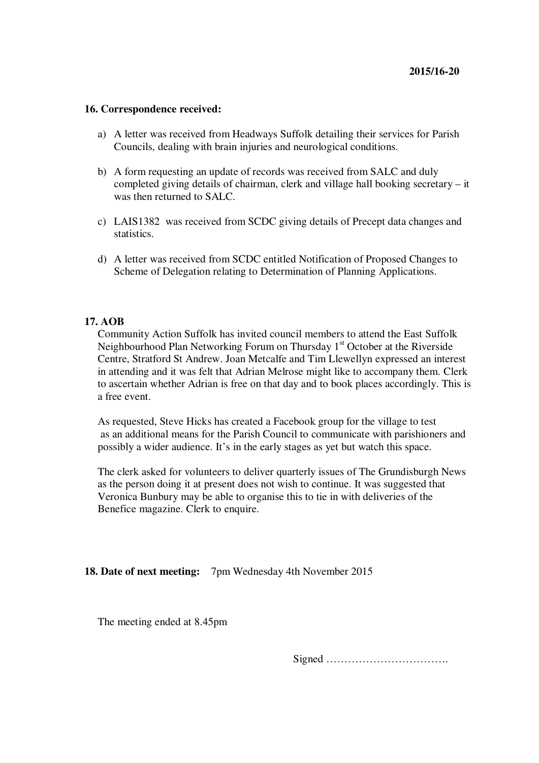2015/16-20

**16. Correspondence received:**

a) A letter was received from Headways Suffolk detailing their services for Parish Councils, dealing with brain injuries and neurological conditions.

b) A form requesting an update of records was received from SALC and duly completed giving details of chairman, clerk and village hall booking secretary – it was then returned to SALC.

c) LAIS1382 was received from SCDC giving details of Precept data changes and statistics.

d) A letter was received from SCDC entitled Notification of Proposed Changes to Scheme of Delegation relating to Determination of Planning Applications.

**17. AOB**

Community Action Suffolk has invited council members to attend the East Suffolk Neighbourhood Plan Networking Forum on Thursday 1st October at the Riverside Centre, Stratford St Andrew. Joan Metcalfe and Tim Llewellyn expressed an interest in attending and it was felt that Adrian Melrose might like to accompany them. Clerk to ascertain whether Adrian is free on that day and to book places accordingly. This is a free event.

As requested, Steve Hicks has created a Facebook group for the village to test as an additional means for the Parish Council to communicate with parishioners and possibly a wider audience. It's in the early stages as yet but watch this space.

The clerk asked for volunteers to deliver quarterly issues of The Grundisburgh News as the person doing it at present does not wish to continue. It was suggested that Veronica Bunbury may be able to organise this to tie in with deliveries of the Benefice magazine. Clerk to enquire.

**18. Date of next meeting:** 7pm Wednesday 4th November 2015

The meeting ended at 8.45pm

Signed …………………………….